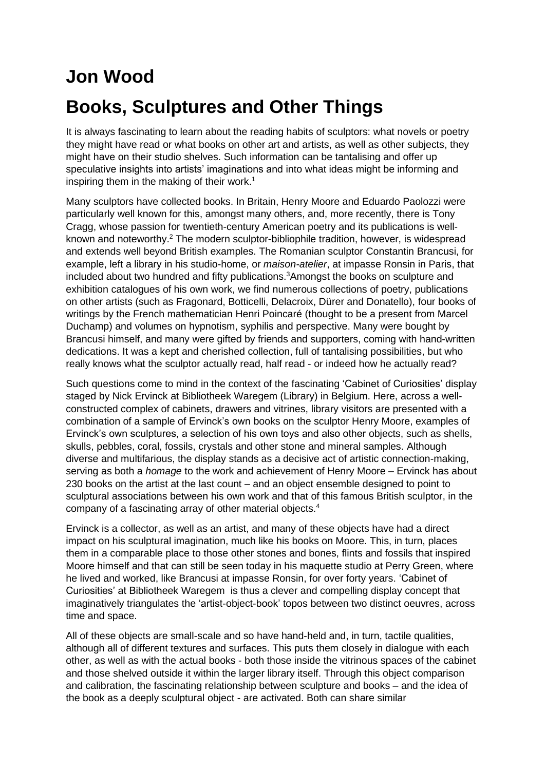# Jon Wood

# Books, Sculptures and Other Things

It is always fascinating to learn about the reading habits of sculptors: what novels or poetry they might have read or what books on other art and artists, as well as other subjects, they might have on their studio shelves. Such information can be tantalising and offer up speculative insights into artists' imaginations and into what ideas might be informing and inspiring them in the making of their work.[1]

Many sculptors have collected books. In Britain, Henry Moore and Eduardo Paolozzi were particularly well known for this, amongst many others, and, more recently, there is Tony Cragg, whose passion for twentieth-century American poetry and its publications is well-known and noteworthy.[2] The modern sculptor-bibliophile tradition, however, is widespread and extends well beyond British examples. The Romanian sculptor Constantin Brancusi, for example, left a library in his studio-home, or *maison-atelier*, at impasse Ronsin in Paris, that included about two hundred and fifty publications.[3]Amongst the books on sculpture and exhibition catalogues of his own work, we find numerous collections of poetry, publications on other artists (such as Fragonard, Botticelli, Delacroix, Dürer and Donatello), four books of writings by the French mathematician Henri Poincaré (thought to be a present from Marcel Duchamp) and volumes on hypnotism, syphilis and perspective. Many were bought by Brancusi himself, and many were gifted by friends and supporters, coming with hand-written dedications. It was a kept and cherished collection, full of tantalising possibilities, but who really knows what the sculptor actually read, half read - or indeed how he actually read?

Such questions come to mind in the context of the fascinating 'Cabinet of Curiosities' display staged by Nick Ervinck at Bibliotheek Waregem (Library) in Belgium. Here, across a well-constructed complex of cabinets, drawers and vitrines, library visitors are presented with a combination of a sample of Ervinck's own books on the sculptor Henry Moore, examples of Ervinck's own sculptures, a selection of his own toys and also other objects, such as shells, skulls, pebbles, coral, fossils, crystals and other stone and mineral samples. Although diverse and multifarious, the display stands as a decisive act of artistic connection-making, serving as both a *homage* to the work and achievement of Henry Moore – Ervinck has about 230 books on the artist at the last count – and an object ensemble designed to point to sculptural associations between his own work and that of this famous British sculptor, in the company of a fascinating array of other material objects.[4]

Ervinck is a collector, as well as an artist, and many of these objects have had a direct impact on his sculptural imagination, much like his books on Moore. This, in turn, places them in a comparable place to those other stones and bones, flints and fossils that inspired Moore himself and that can still be seen today in his maquette studio at Perry Green, where he lived and worked, like Brancusi at impasse Ronsin, for over forty years. 'Cabinet of Curiosities' at Bibliotheek Waregem is thus a clever and compelling display concept that imaginatively triangulates the 'artist-object-book' topos between two distinct oeuvres, across time and space.

All of these objects are small-scale and so have hand-held and, in turn, tactile qualities, although all of different textures and surfaces. This puts them closely in dialogue with each other, as well as with the actual books - both those inside the vitrinous spaces of the cabinet and those shelved outside it within the larger library itself. Through this object comparison and calibration, the fascinating relationship between sculpture and books – and the idea of the book as a deeply sculptural object - are activated. Both can share similar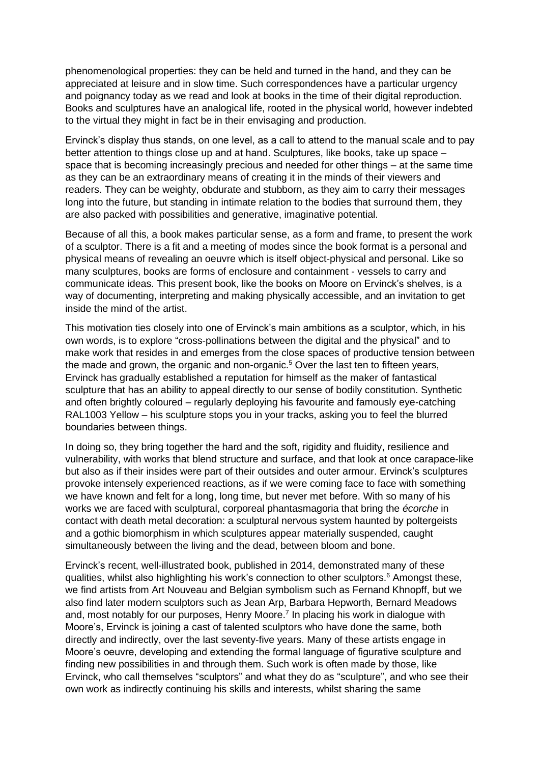phenomenological properties: they can be held and turned in the hand, and they can be appreciated at leisure and in slow time. Such correspondences have a particular urgency and poignancy today as we read and look at books in the time of their digital reproduction. Books and sculptures have an analogical life, rooted in the physical world, however indebted to the virtual they might in fact be in their envisaging and production.

Ervinck's display thus stands, on one level, as a call to attend to the manual scale and to pay better attention to things close up and at hand. Sculptures, like books, take up space – space that is becoming increasingly precious and needed for other things – at the same time as they can be an extraordinary means of creating it in the minds of their viewers and readers. They can be weighty, obdurate and stubborn, as they aim to carry their messages long into the future, but standing in intimate relation to the bodies that surround them, they are also packed with possibilities and generative, imaginative potential.

Because of all this, a book makes particular sense, as a form and frame, to present the work of a sculptor. There is a fit and a meeting of modes since the book format is a personal and physical means of revealing an oeuvre which is itself object-physical and personal. Like so many sculptures, books are forms of enclosure and containment - vessels to carry and communicate ideas. This present book, like the books on Moore on Ervinck's shelves, is a way of documenting, interpreting and making physically accessible, and an invitation to get inside the mind of the artist.

This motivation ties closely into one of Ervinck's main ambitions as a sculptor, which, in his own words, is to explore "cross-pollinations between the digital and the physical" and to make work that resides in and emerges from the close spaces of productive tension between the made and grown, the organic and non-organic.[5] Over the last ten to fifteen years, Ervinck has gradually established a reputation for himself as the maker of fantastical sculpture that has an ability to appeal directly to our sense of bodily constitution. Synthetic and often brightly coloured – regularly deploying his favourite and famously eye-catching RAL1003 Yellow – his sculpture stops you in your tracks, asking you to feel the blurred boundaries between things.

In doing so, they bring together the hard and the soft, rigidity and fluidity, resilience and vulnerability, with works that blend structure and surface, and that look at once carapace-like but also as if their insides were part of their outsides and outer armour. Ervinck's sculptures provoke intensely experienced reactions, as if we were coming face to face with something we have known and felt for a long, long time, but never met before. With so many of his works we are faced with sculptural, corporeal phantasmagoria that bring the *écorche* in contact with death metal decoration: a sculptural nervous system haunted by poltergeists and a gothic biomorphism in which sculptures appear materially suspended, caught simultaneously between the living and the dead, between bloom and bone.

Ervinck's recent, well-illustrated book, published in 2014, demonstrated many of these qualities, whilst also highlighting his work's connection to other sculptors.[6] Amongst these, we find artists from Art Nouveau and Belgian symbolism such as Fernand Khnopff, but we also find later modern sculptors such as Jean Arp, Barbara Hepworth, Bernard Meadows and, most notably for our purposes, Henry Moore.[7] In placing his work in dialogue with Moore's, Ervinck is joining a cast of talented sculptors who have done the same, both directly and indirectly, over the last seventy-five years. Many of these artists engage in Moore's oeuvre, developing and extending the formal language of figurative sculpture and finding new possibilities in and through them. Such work is often made by those, like Ervinck, who call themselves "sculptors" and what they do as "sculpture", and who see their own work as indirectly continuing his skills and interests, whilst sharing the same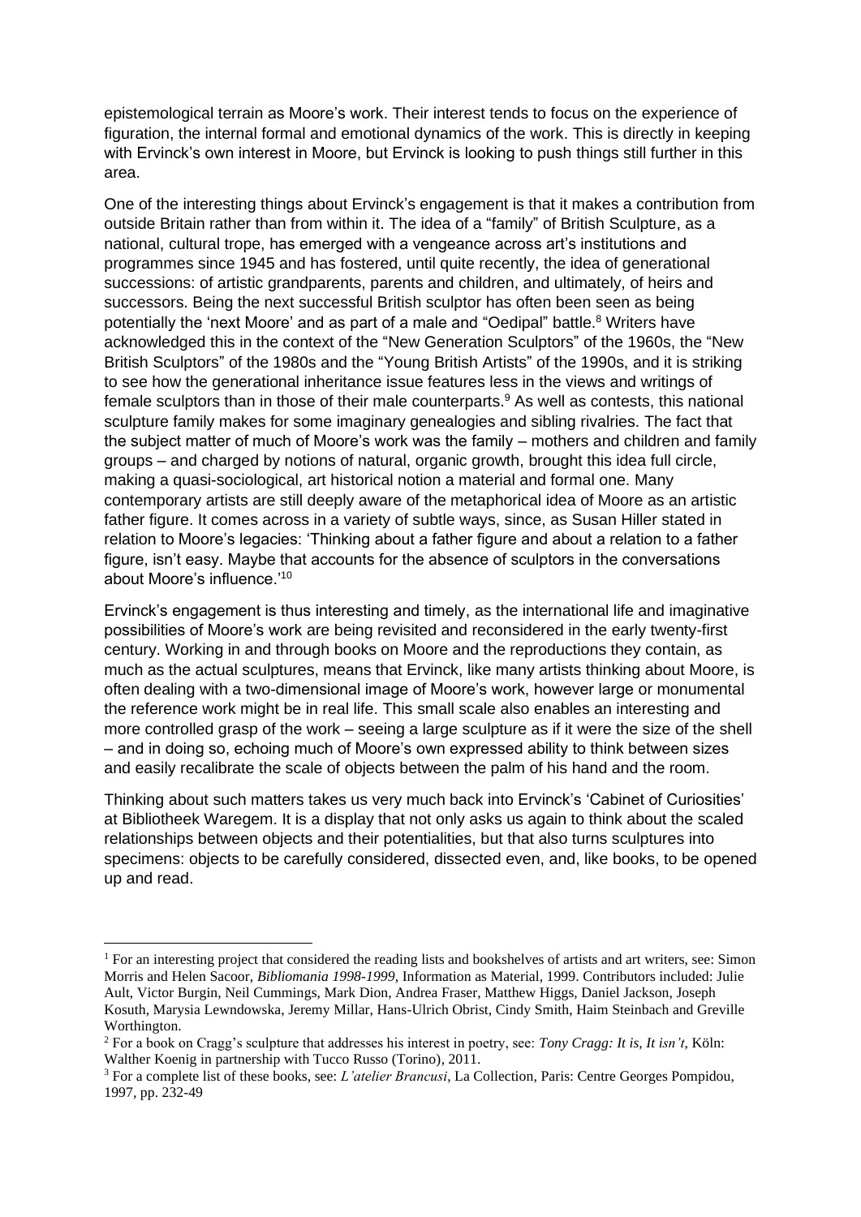epistemological terrain as Moore's work. Their interest tends to focus on the experience of figuration, the internal formal and emotional dynamics of the work. This is directly in keeping with Ervinck's own interest in Moore, but Ervinck is looking to push things still further in this area.

One of the interesting things about Ervinck's engagement is that it makes a contribution from outside Britain rather than from within it. The idea of a "family" of British Sculpture, as a national, cultural trope, has emerged with a vengeance across art's institutions and programmes since 1945 and has fostered, until quite recently, the idea of generational successions: of artistic grandparents, parents and children, and ultimately, of heirs and successors. Being the next successful British sculptor has often been seen as being potentially the 'next Moore' and as part of a male and "Oedipal" battle.[8] Writers have acknowledged this in the context of the "New Generation Sculptors" of the 1960s, the "New British Sculptors" of the 1980s and the "Young British Artists" of the 1990s, and it is striking to see how the generational inheritance issue features less in the views and writings of female sculptors than in those of their male counterparts.[9] As well as contests, this national sculpture family makes for some imaginary genealogies and sibling rivalries. The fact that the subject matter of much of Moore's work was the family – mothers and children and family groups – and charged by notions of natural, organic growth, brought this idea full circle, making a quasi-sociological, art historical notion a material and formal one. Many contemporary artists are still deeply aware of the metaphorical idea of Moore as an artistic father figure. It comes across in a variety of subtle ways, since, as Susan Hiller stated in relation to Moore's legacies: 'Thinking about a father figure and about a relation to a father figure, isn't easy. Maybe that accounts for the absence of sculptors in the conversations about Moore's influence.'[10]

Ervinck's engagement is thus interesting and timely, as the international life and imaginative possibilities of Moore's work are being revisited and reconsidered in the early twenty-first century. Working in and through books on Moore and the reproductions they contain, as much as the actual sculptures, means that Ervinck, like many artists thinking about Moore, is often dealing with a two-dimensional image of Moore's work, however large or monumental the reference work might be in real life. This small scale also enables an interesting and more controlled grasp of the work – seeing a large sculpture as if it were the size of the shell – and in doing so, echoing much of Moore's own expressed ability to think between sizes and easily recalibrate the scale of objects between the palm of his hand and the room.

Thinking about such matters takes us very much back into Ervinck's 'Cabinet of Curiosities' at Bibliotheek Waregem. It is a display that not only asks us again to think about the scaled relationships between objects and their potentialities, but that also turns sculptures into specimens: objects to be carefully considered, dissected even, and, like books, to be opened up and read.

---

[1] For an interesting project that considered the reading lists and bookshelves of artists and art writers, see: Simon Morris and Helen Sacoor, *Bibliomania 1998-1999*, Information as Material, 1999. Contributors included: Julie Ault, Victor Burgin, Neil Cummings, Mark Dion, Andrea Fraser, Matthew Higgs, Daniel Jackson, Joseph Kosuth, Marysia Lewndowska, Jeremy Millar, Hans-Ulrich Obrist, Cindy Smith, Haim Steinbach and Greville Worthington.

[2] For a book on Cragg's sculpture that addresses his interest in poetry, see: *Tony Cragg: It is, It isn't*, Köln: Walther Koenig in partnership with Tucco Russo (Torino), 2011.

[3] For a complete list of these books, see: *L'atelier Brancusi*, La Collection, Paris: Centre Georges Pompidou, 1997, pp. 232-49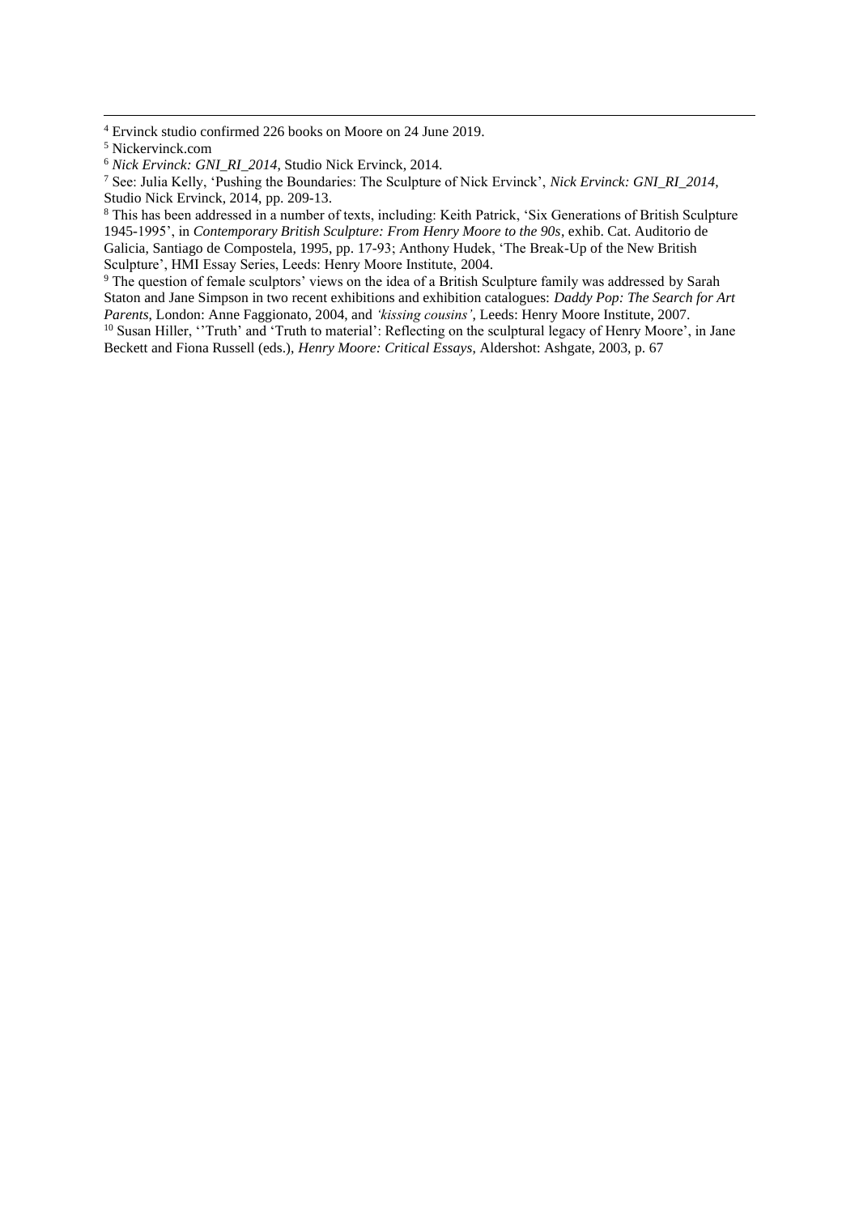[4] Ervinck studio confirmed 226 books on Moore on 24 June 2019.

[5] Nickervinck.com

[6] *Nick Ervinck: GNI_RI_2014*, Studio Nick Ervinck, 2014.

[7] See: Julia Kelly, 'Pushing the Boundaries: The Sculpture of Nick Ervinck', *Nick Ervinck: GNI_RI_2014*, Studio Nick Ervinck, 2014, pp. 209-13.

[8] This has been addressed in a number of texts, including: Keith Patrick, 'Six Generations of British Sculpture 1945-1995', in *Contemporary British Sculpture: From Henry Moore to the 90s*, exhib. Cat. Auditorio de Galicia, Santiago de Compostela, 1995, pp. 17-93; Anthony Hudek, 'The Break-Up of the New British Sculpture', HMI Essay Series, Leeds: Henry Moore Institute, 2004.

[9] The question of female sculptors' views on the idea of a British Sculpture family was addressed by Sarah Staton and Jane Simpson in two recent exhibitions and exhibition catalogues: *Daddy Pop: The Search for Art Parents*, London: Anne Faggionato, 2004, and *'kissing cousins'*, Leeds: Henry Moore Institute, 2007.

[10] Susan Hiller, ''Truth' and 'Truth to material': Reflecting on the sculptural legacy of Henry Moore', in Jane Beckett and Fiona Russell (eds.), *Henry Moore: Critical Essays*, Aldershot: Ashgate, 2003, p. 67